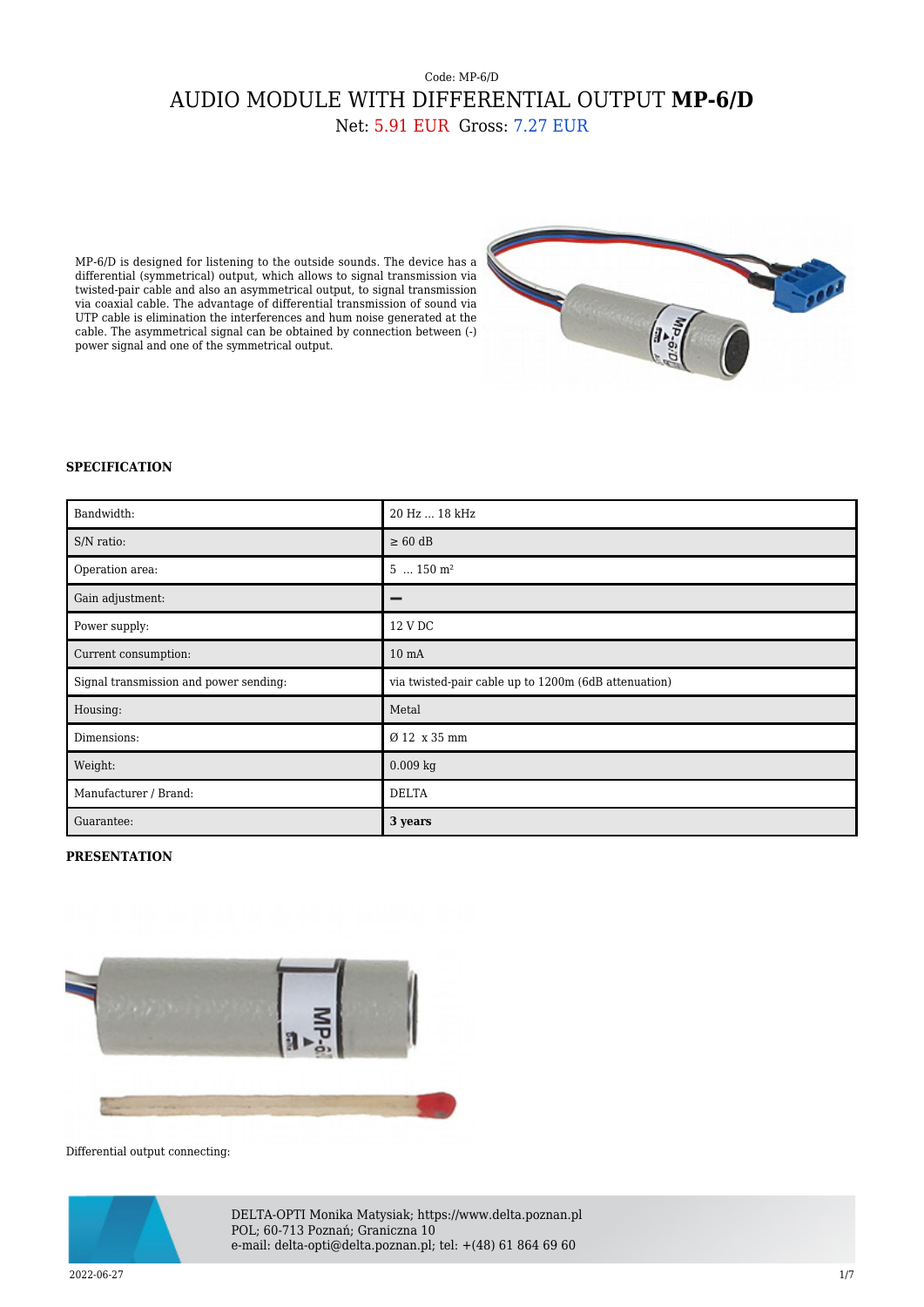Code: MP-6/D

# AUDIO MODULE WITH DIFFERENTIAL OUTPUT **MP-6/D**

Net: 5.91 EUR Gross: 7.27 EUR

MP-6/D is designed for listening to the outside sounds. The device has a differential (symmetrical) output, which allows to signal transmission via twisted-pair cable and also an asymmetrical output, to signal transmission via coaxial cable. The advantage of differential transmission of sound via UTP cable is elimination the interferences and hum noise generated at the cable. The asymmetrical signal can be obtained by connection between (-) power signal and one of the symmetrical output.

### SPECIFICATION

| | |
|---|---|
| Bandwidth: | 20 Hz ... 18 kHz |
| S/N ratio: | ≥ 60 dB |
| Operation area: | 5 ... 150 m² |
| Gain adjustment: | – |
| Power supply: | 12 V DC |
| Current consumption: | 10 mA |
| Signal transmission and power sending: | via twisted-pair cable up to 1200m (6dB attenuation) |
| Housing: | Metal |
| Dimensions: | Ø 12 x 35 mm |
| Weight: | 0.009 kg |
| Manufacturer / Brand: | DELTA |
| Guarantee: | **3 years** |

### PRESENTATION

Differential output connecting:

DELTA-OPTI Monika Matysiak; https://www.delta.poznan.pl
POL; 60-713 Poznań; Graniczna 10
e-mail: delta-opti@delta.poznan.pl; tel: +(48) 61 864 69 60

2022-06-27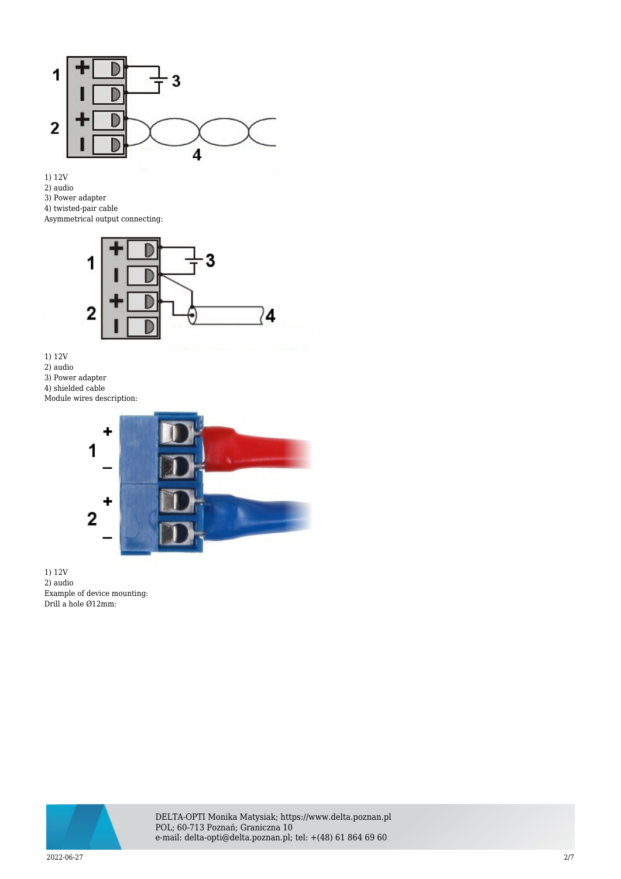1) 12V
2) audio
3) Power adapter
4) twisted-pair cable

Asymmetrical output connecting:

1) 12V
2) audio
3) Power adapter
4) shielded cable

Module wires description:

1) 12V
2) audio

Example of device mounting:

Drill a hole Ø12mm: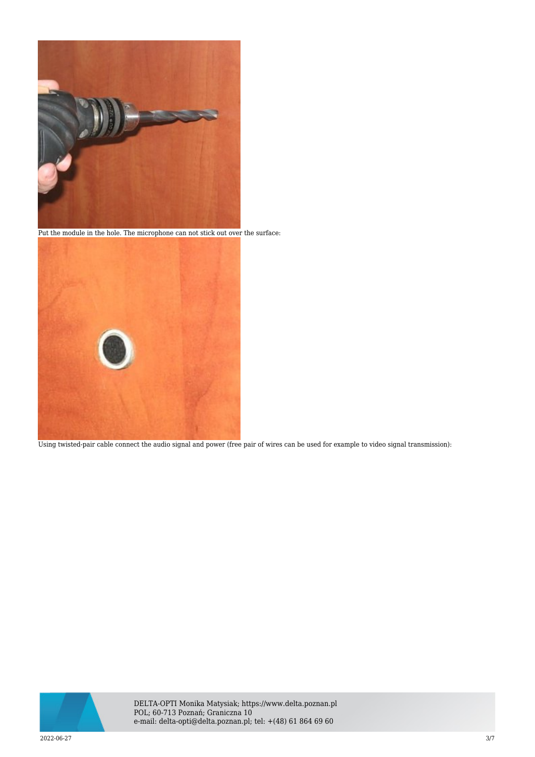Put the module in the hole. The microphone can not stick out over the surface:

Using twisted-pair cable connect the audio signal and power (free pair of wires can be used for example to video signal transmission):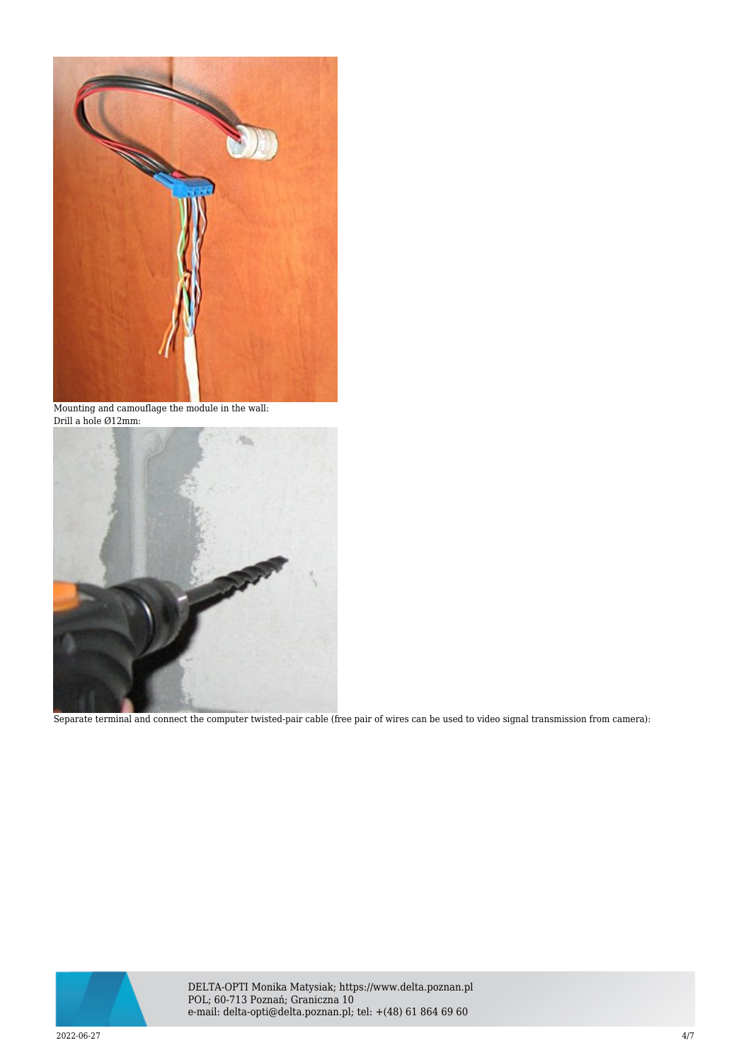Mounting and camouflage the module in the wall:
Drill a hole Ø12mm:

Separate terminal and connect the computer twisted-pair cable (free pair of wires can be used to video signal transmission from camera):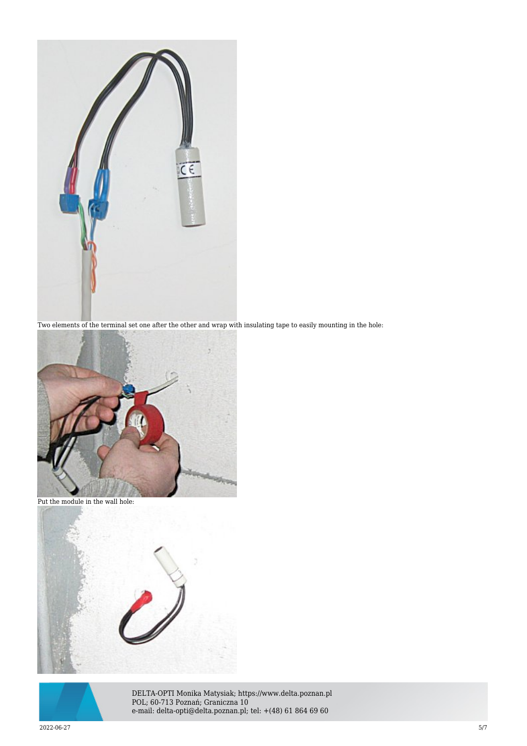Two elements of the terminal set one after the other and wrap with insulating tape to easily mounting in the hole:

Put the module in the wall hole: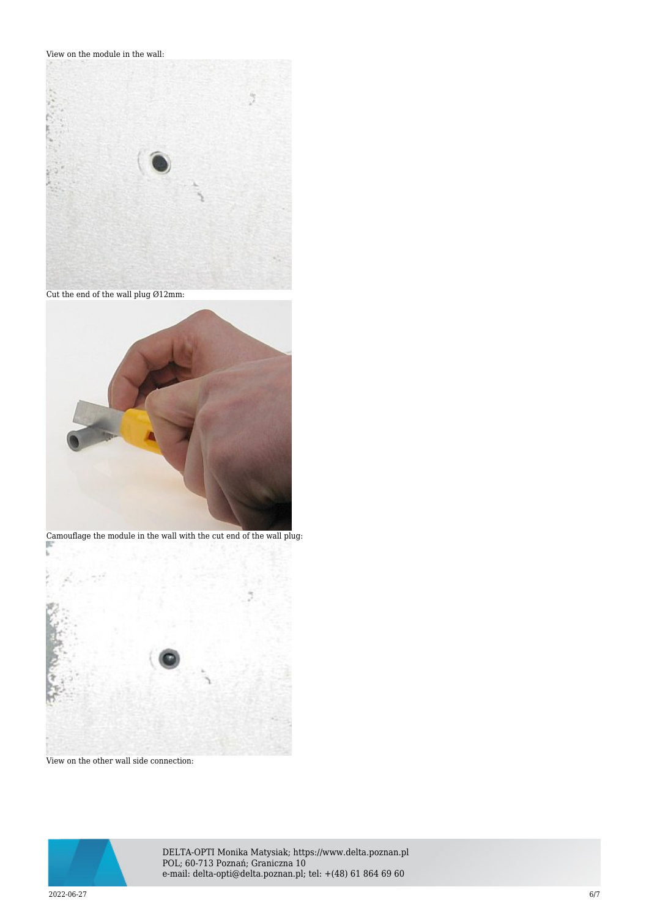View on the module in the wall:

Cut the end of the wall plug Ø12mm:

Camouflage the module in the wall with the cut end of the wall plug:

View on the other wall side connection: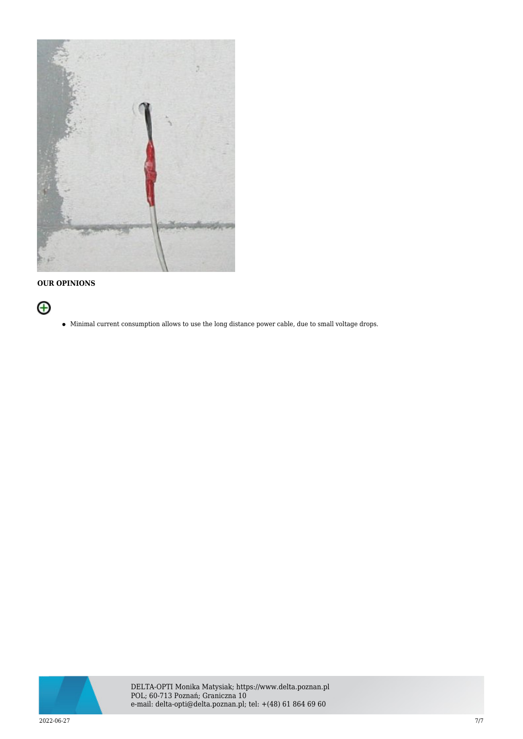**OUR OPINIONS**

⊕

- Minimal current consumption allows to use the long distance power cable, due to small voltage drops.